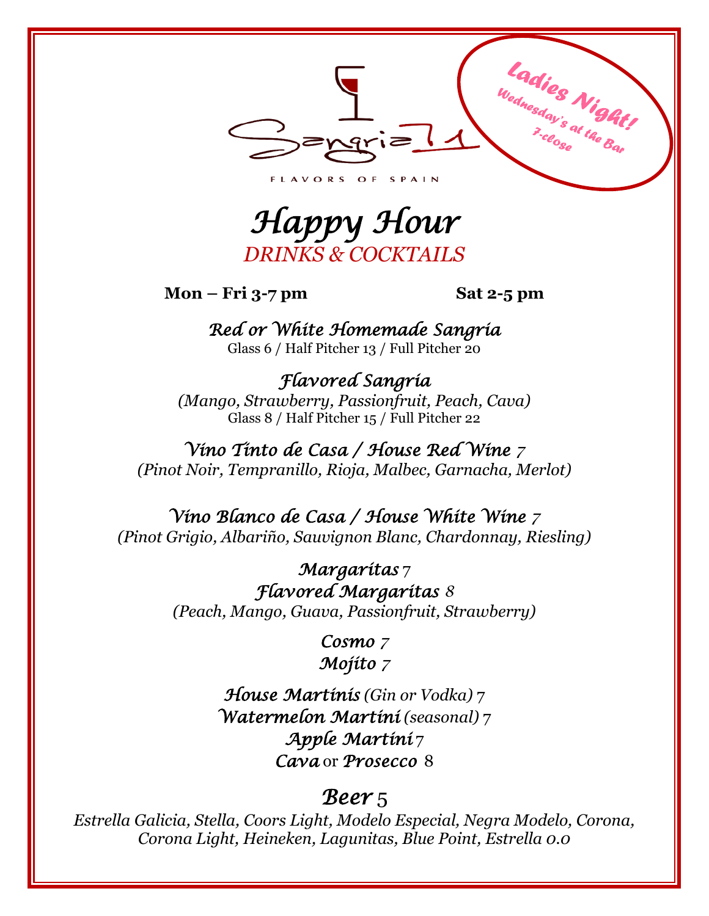# Sangria 71

FLAVORS OF SPAIN

**Ladies Night!**
Wednesday's at the Bar
7-close

# *Happy Hour*

## *DRINKS & COCKTAILS*

**Mon – Fri 3-7 pm** **Sat 2-5 pm**

***Red or White Homemade Sangria***
Glass 6 / Half Pitcher 13 / Full Pitcher 20

***Flavored Sangria***
*(Mango, Strawberry, Passionfruit, Peach, Cava)*
Glass 8 / Half Pitcher 15 / Full Pitcher 22

***Vino Tinto de Casa / House Red Wine*** *7*
*(Pinot Noir, Tempranillo, Rioja, Malbec, Garnacha, Merlot)*

***Vino Blanco de Casa / House White Wine*** *7*
*(Pinot Grigio, Albariño, Sauvignon Blanc, Chardonnay, Riesling)*

***Margaritas*** 7
***Flavored Margaritas*** *8*
*(Peach, Mango, Guava, Passionfruit, Strawberry)*

***Cosmo*** *7*
***Mojito*** *7*

***House Martinis*** *(Gin or Vodka)* 7
***Watermelon Martini*** *(seasonal)* 7
***Apple Martini*** 7
***Cava*** or ***Prosecco*** 8

## ***Beer*** 5

*Estrella Galicia, Stella, Coors Light, Modelo Especial, Negra Modelo, Corona, Corona Light, Heineken, Lagunitas, Blue Point, Estrella 0.0*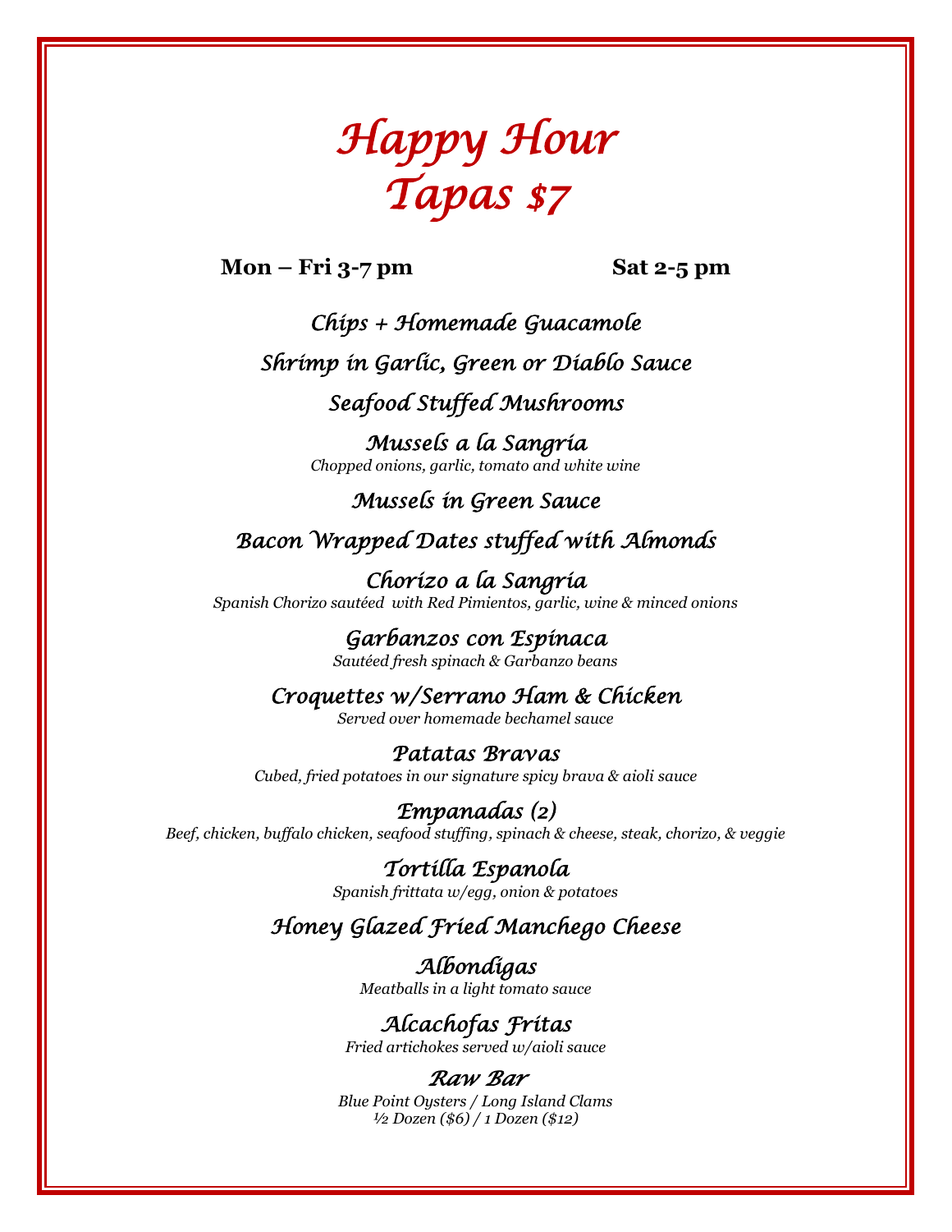# Happy Hour
# Tapas $7

**Mon – Fri 3-7 pm** **Sat 2-5 pm**

### Chips + Homemade Guacamole

### Shrimp in Garlic, Green or Diablo Sauce

### Seafood Stuffed Mushrooms

### Mussels a la Sangria
*Chopped onions, garlic, tomato and white wine*

### Mussels in Green Sauce

### Bacon Wrapped Dates stuffed with Almonds

### Chorizo a la Sangria
*Spanish Chorizo sautéed with Red Pimientos, garlic, wine & minced onions*

### Garbanzos con Espinaca
*Sautéed fresh spinach & Garbanzo beans*

### Croquettes w/Serrano Ham & Chicken
*Served over homemade bechamel sauce*

### Patatas Bravas
*Cubed, fried potatoes in our signature spicy brava & aioli sauce*

### Empanadas (2)
*Beef, chicken, buffalo chicken, seafood stuffing, spinach & cheese, steak, chorizo, & veggie*

### Tortilla Espanola
*Spanish frittata w/egg, onion & potatoes*

### Honey Glazed Fried Manchego Cheese

### Albondigas
*Meatballs in a light tomato sauce*

### Alcachofas Fritas
*Fried artichokes served w/aioli sauce*

### Raw Bar
*Blue Point Oysters / Long Island Clams*
*½ Dozen ($6) / 1 Dozen ($12)*